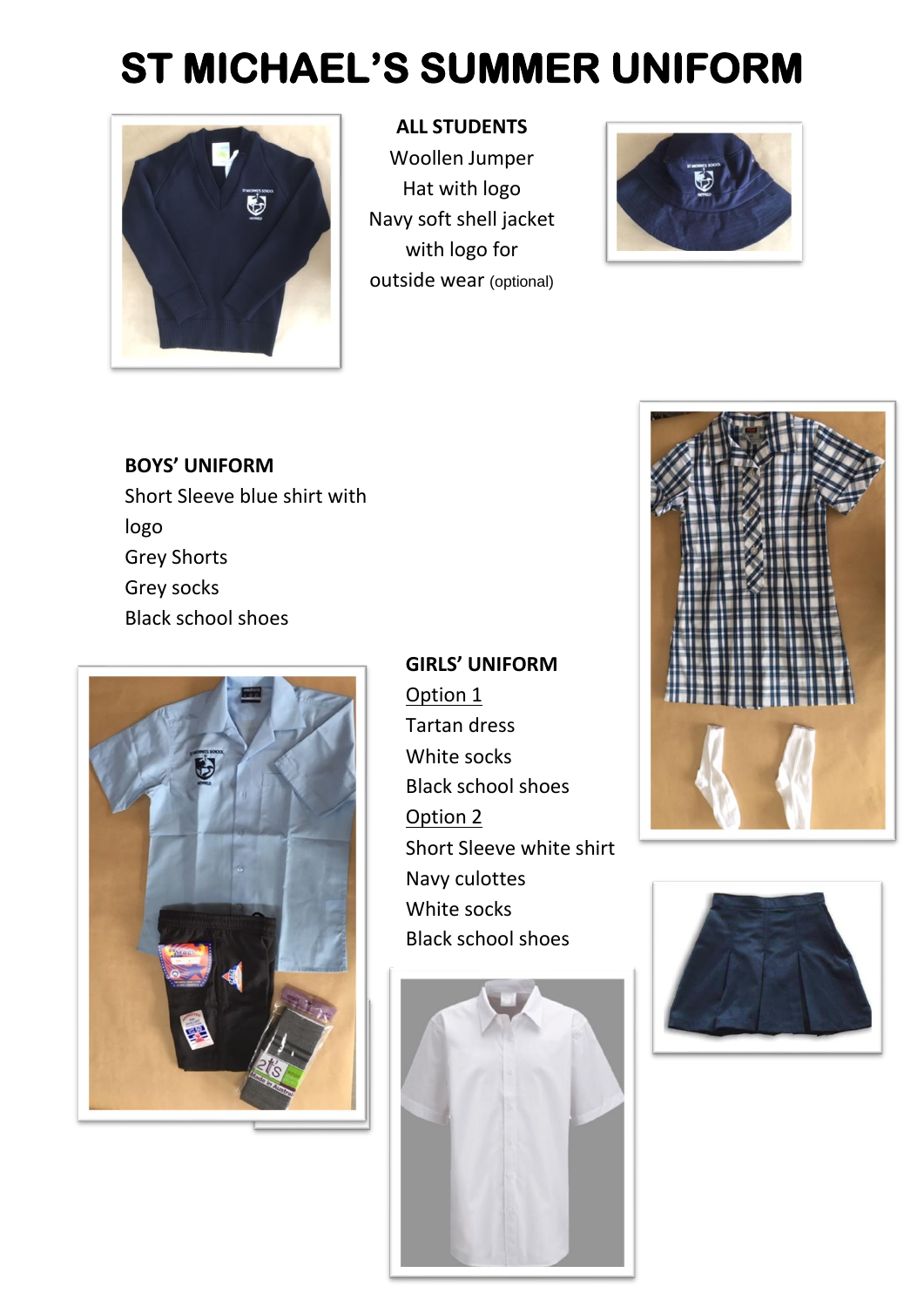# ST MICHAEL'S SUMMER UNIFORM

**ALL STUDENTS**

Woollen Jumper

Hat with logo

Navy soft shell jacket with logo for outside wear (optional)

**BOYS' UNIFORM**

Short Sleeve blue shirt with logo

Grey Shorts

Grey socks

Black school shoes

**GIRLS' UNIFORM**

Option 1

Tartan dress

White socks

Black school shoes

Option 2

Short Sleeve white shirt

Navy culottes

White socks

Black school shoes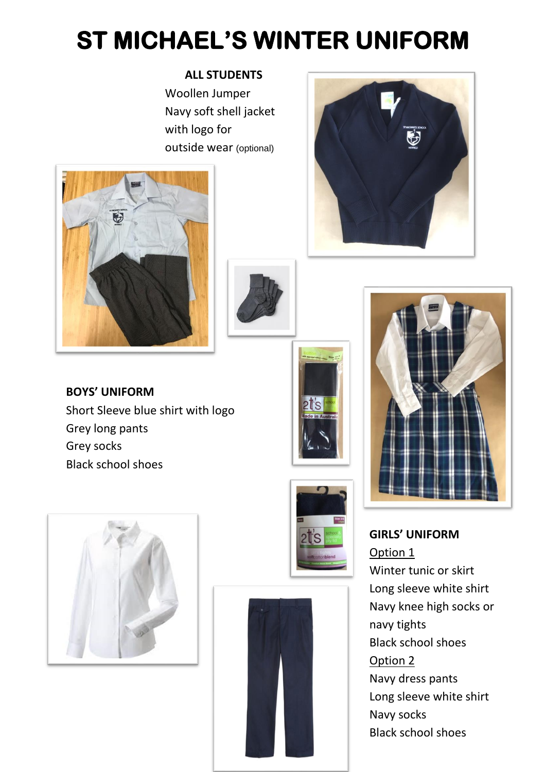# ST MICHAEL'S WINTER UNIFORM

**ALL STUDENTS**

Woollen Jumper
Navy soft shell jacket with logo for outside wear (optional)

**BOYS' UNIFORM**

Short Sleeve blue shirt with logo
Grey long pants
Grey socks
Black school shoes

**GIRLS' UNIFORM**

Option 1

Winter tunic or skirt
Long sleeve white shirt
Navy knee high socks or navy tights
Black school shoes

Option 2

Navy dress pants
Long sleeve white shirt
Navy socks
Black school shoes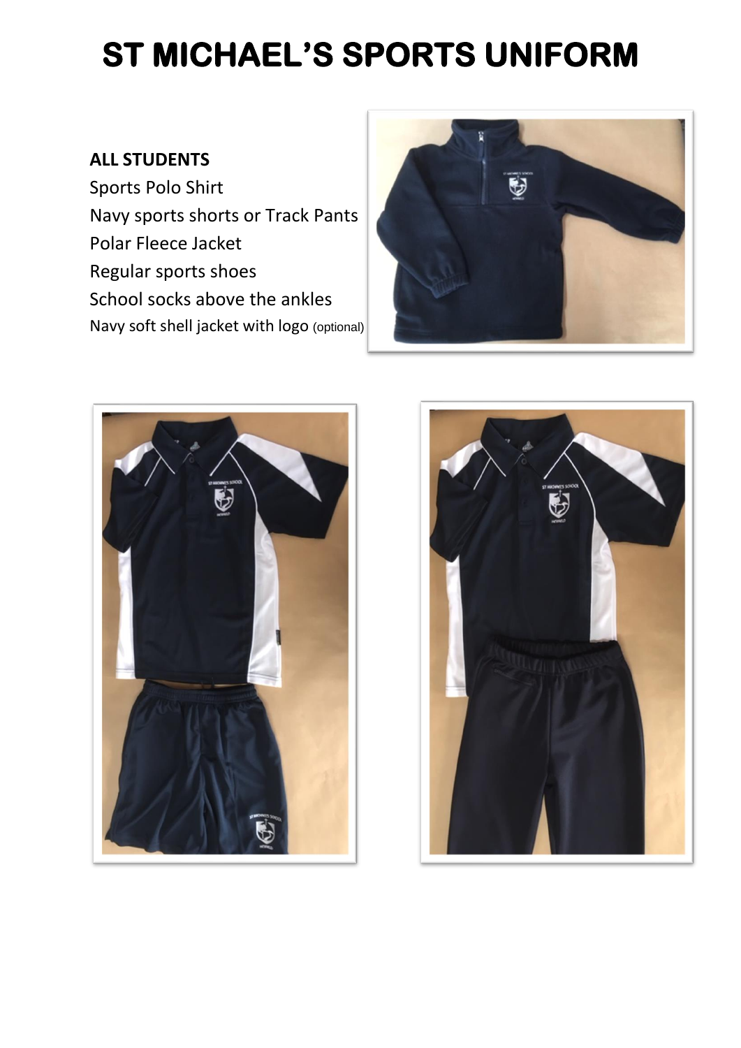# ST MICHAEL'S SPORTS UNIFORM

**ALL STUDENTS**

Sports Polo Shirt
Navy sports shorts or Track Pants
Polar Fleece Jacket
Regular sports shoes
School socks above the ankles
Navy soft shell jacket with logo (optional)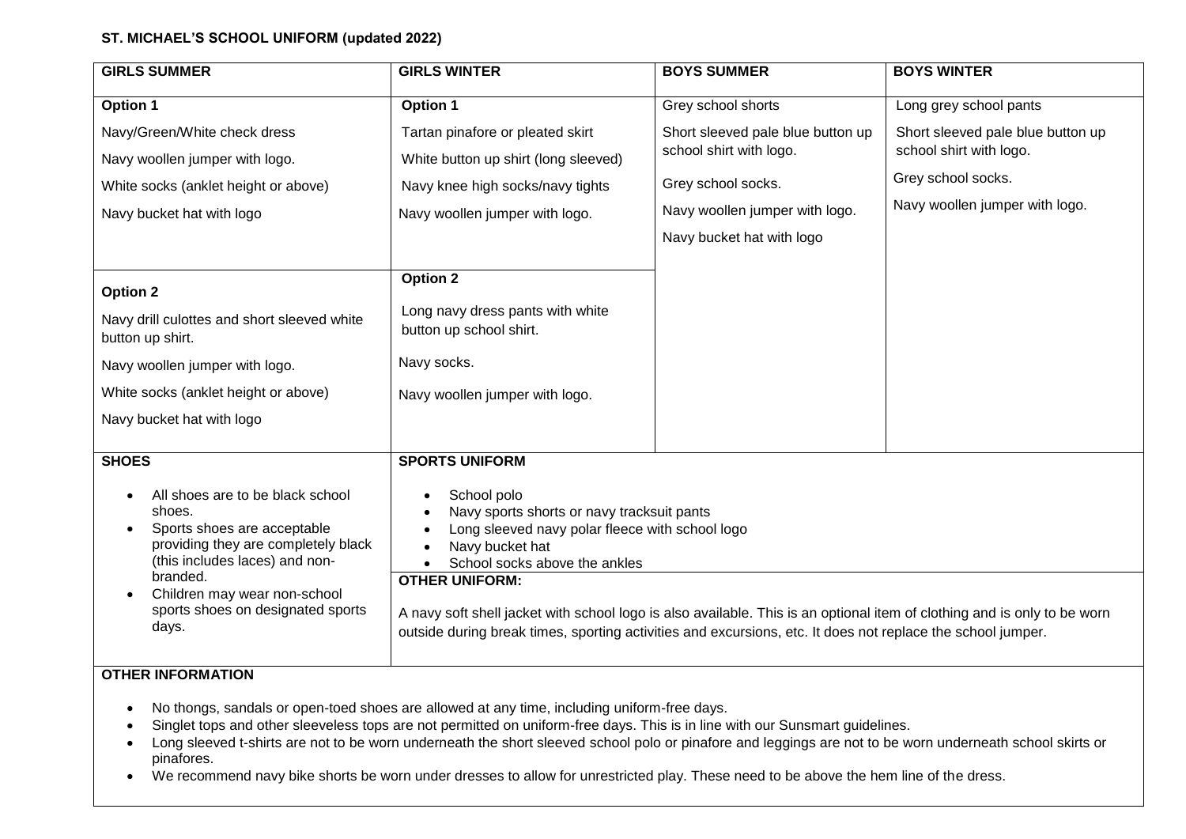**ST. MICHAEL'S SCHOOL UNIFORM (updated 2022)**

| GIRLS SUMMER | GIRLS WINTER | BOYS SUMMER | BOYS WINTER |
|---|---|---|---|
| **Option 1**<br>Navy/Green/White check dress<br>Navy woollen jumper with logo.<br>White socks (anklet height or above)<br>Navy bucket hat with logo | **Option 1**<br>Tartan pinafore or pleated skirt<br>White button up shirt (long sleeved)<br>Navy knee high socks/navy tights<br>Navy woollen jumper with logo. | Grey school shorts<br>Short sleeved pale blue button up school shirt with logo.<br>Grey school socks.<br>Navy woollen jumper with logo.<br>Navy bucket hat with logo | Long grey school pants<br>Short sleeved pale blue button up school shirt with logo.<br>Grey school socks.<br>Navy woollen jumper with logo. |
| **Option 2**<br>Navy drill culottes and short sleeved white button up shirt.<br>Navy woollen jumper with logo.<br>White socks (anklet height or above)<br>Navy bucket hat with logo | **Option 2**<br>Long navy dress pants with white button up school shirt.<br>Navy socks.<br>Navy woollen jumper with logo. | | |

**SHOES**

- All shoes are to be black school shoes.
- Sports shoes are acceptable providing they are completely black (this includes laces) and non-branded.
- Children may wear non-school sports shoes on designated sports days.

**SPORTS UNIFORM**

- School polo
- Navy sports shorts or navy tracksuit pants
- Long sleeved navy polar fleece with school logo
- Navy bucket hat
- School socks above the ankles

**OTHER UNIFORM:**

A navy soft shell jacket with school logo is also available. This is an optional item of clothing and is only to be worn outside during break times, sporting activities and excursions, etc. It does not replace the school jumper.

**OTHER INFORMATION**

- No thongs, sandals or open-toed shoes are allowed at any time, including uniform-free days.
- Singlet tops and other sleeveless tops are not permitted on uniform-free days. This is in line with our Sunsmart guidelines.
- Long sleeved t-shirts are not to be worn underneath the short sleeved school polo or pinafore and leggings are not to be worn underneath school skirts or pinafores.
- We recommend navy bike shorts be worn under dresses to allow for unrestricted play. These need to be above the hem line of the dress.